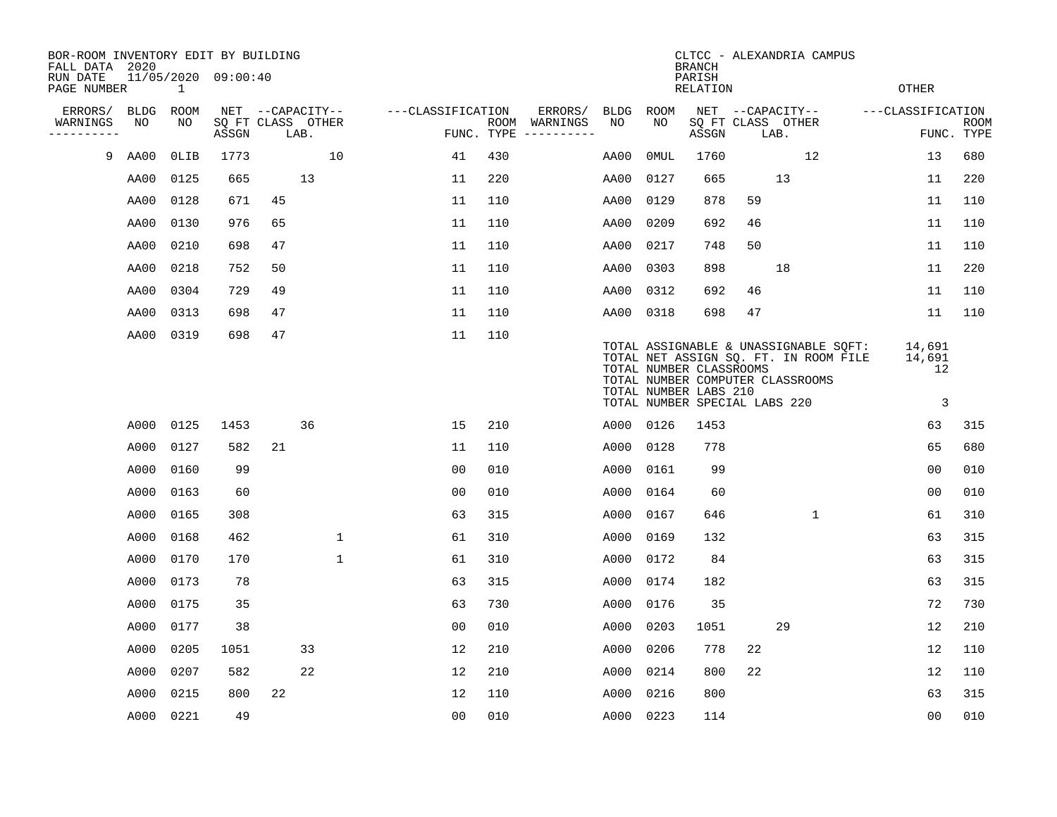BOR-ROOM INVENTORY EDIT BY BUILDING
FALL DATA 2020
RUN DATE 11/05/2020 09:00:40
PAGE NUMBER 1

CLTCC - ALEXANDRIA CAMPUS
BRANCH
PARISH
RELATION
OTHER

| ERRORS/ WARNINGS | BLDG NO | ROOM NO | NET SQ FT ASSGN | CAPACITY CLASS | CAPACITY LAB. | CAPACITY OTHER | CLASSIFICATION FUNC. | ROOM TYPE | ERRORS/ WARNINGS | BLDG NO | ROOM NO | NET SQ FT ASSGN | CAPACITY CLASS | CAPACITY LAB. | CAPACITY OTHER | CLASSIFICATION FUNC. | ROOM TYPE |
|---|---|---|---|---|---|---|---|---|---|---|---|---|---|---|---|---|---|
| 9 | AA00 | 0LIB | 1773 | | | 10 | 41 | 430 | | AA00 | 0MUL | 1760 | | | 12 | 13 | 680 |
| | AA00 | 0125 | 665 | | 13 | | 11 | 220 | | AA00 | 0127 | 665 | | 13 | | 11 | 220 |
| | AA00 | 0128 | 671 | 45 | | | 11 | 110 | | AA00 | 0129 | 878 | 59 | | | 11 | 110 |
| | AA00 | 0130 | 976 | 65 | | | 11 | 110 | | AA00 | 0209 | 692 | 46 | | | 11 | 110 |
| | AA00 | 0210 | 698 | 47 | | | 11 | 110 | | AA00 | 0217 | 748 | 50 | | | 11 | 110 |
| | AA00 | 0218 | 752 | 50 | | | 11 | 110 | | AA00 | 0303 | 898 | | 18 | | 11 | 220 |
| | AA00 | 0304 | 729 | 49 | | | 11 | 110 | | AA00 | 0312 | 692 | 46 | | | 11 | 110 |
| | AA00 | 0313 | 698 | 47 | | | 11 | 110 | | AA00 | 0318 | 698 | 47 | | | 11 | 110 |
| | AA00 | 0319 | 698 | 47 | | | 11 | 110 | | | | | | | | | |

TOTAL ASSIGNABLE & UNASSIGNABLE SQFT: 14,691
TOTAL NET ASSIGN SQ. FT. IN ROOM FILE 14,691
TOTAL NUMBER CLASSROOMS 12
TOTAL NUMBER COMPUTER CLASSROOMS
TOTAL NUMBER LABS 210
TOTAL NUMBER SPECIAL LABS 220 3

| ERRORS/ WARNINGS | BLDG NO | ROOM NO | NET SQ FT ASSGN | CAPACITY CLASS | CAPACITY LAB. | CAPACITY OTHER | CLASSIFICATION FUNC. | ROOM TYPE | ERRORS/ WARNINGS | BLDG NO | ROOM NO | NET SQ FT ASSGN | CAPACITY CLASS | CAPACITY LAB. | CAPACITY OTHER | CLASSIFICATION FUNC. | ROOM TYPE |
|---|---|---|---|---|---|---|---|---|---|---|---|---|---|---|---|---|---|
| | A000 | 0125 | 1453 | | 36 | | 15 | 210 | | A000 | 0126 | 1453 | | | | 63 | 315 |
| | A000 | 0127 | 582 | 21 | | | 11 | 110 | | A000 | 0128 | 778 | | | | 65 | 680 |
| | A000 | 0160 | 99 | | | | 00 | 010 | | A000 | 0161 | 99 | | | | 00 | 010 |
| | A000 | 0163 | 60 | | | | 00 | 010 | | A000 | 0164 | 60 | | | | 00 | 010 |
| | A000 | 0165 | 308 | | | | 63 | 315 | | A000 | 0167 | 646 | | | 1 | 61 | 310 |
| | A000 | 0168 | 462 | | | 1 | 61 | 310 | | A000 | 0169 | 132 | | | | 63 | 315 |
| | A000 | 0170 | 170 | | | 1 | 61 | 310 | | A000 | 0172 | 84 | | | | 63 | 315 |
| | A000 | 0173 | 78 | | | | 63 | 315 | | A000 | 0174 | 182 | | | | 63 | 315 |
| | A000 | 0175 | 35 | | | | 63 | 730 | | A000 | 0176 | 35 | | | | 72 | 730 |
| | A000 | 0177 | 38 | | | | 00 | 010 | | A000 | 0203 | 1051 | | 29 | | 12 | 210 |
| | A000 | 0205 | 1051 | | 33 | | 12 | 210 | | A000 | 0206 | 778 | 22 | | | 12 | 110 |
| | A000 | 0207 | 582 | | 22 | | 12 | 210 | | A000 | 0214 | 800 | 22 | | | 12 | 110 |
| | A000 | 0215 | 800 | 22 | | | 12 | 110 | | A000 | 0216 | 800 | | | | 63 | 315 |
| | A000 | 0221 | 49 | | | | 00 | 010 | | A000 | 0223 | 114 | | | | 00 | 010 |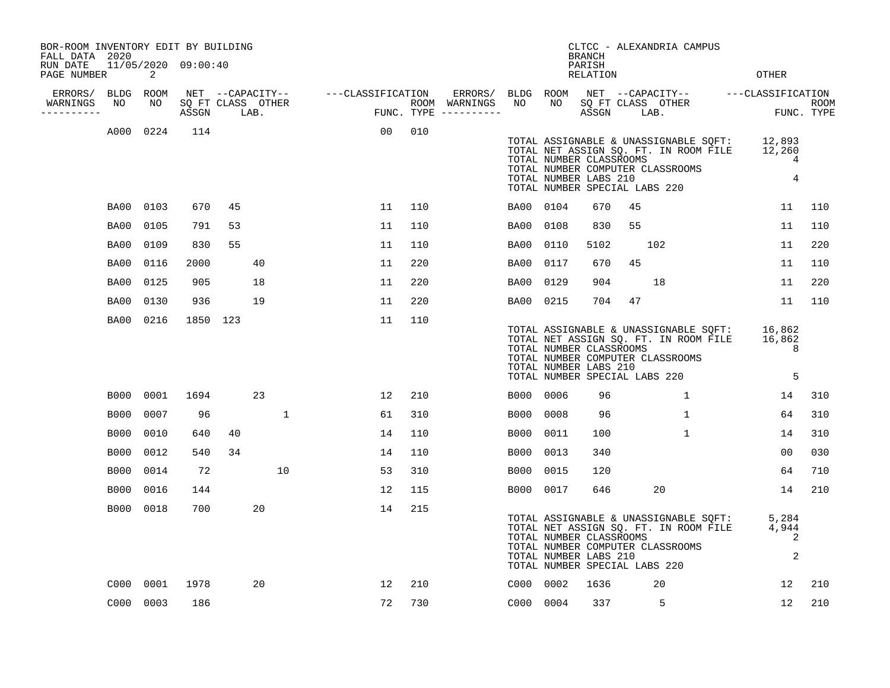BOR-ROOM INVENTORY EDIT BY BUILDING
FALL DATA 2020
RUN DATE 11/05/2020 09:00:40

CLTCC - ALEXANDRIA CAMPUS
BRANCH
PARISH
RELATION
OTHER

| ERRORS/ WARNINGS | BLDG NO | ROOM NO | NET SQ FT ASSGN | CAPACITY CLASS | CAPACITY LAB. | CAPACITY OTHER | CLASSIFICATION FUNC. | ROOM TYPE | ERRORS/ WARNINGS | BLDG NO | ROOM NO | NET SQ FT ASSGN | CAPACITY CLASS | CAPACITY LAB. | CAPACITY OTHER | CLASSIFICATION FUNC. | ROOM TYPE |
|---|---|---|---|---|---|---|---|---|---|---|---|---|---|---|---|---|---|
| | A000 | 0224 | 114 | | | | 00 | 010 | | | | | | | | | |

TOTAL ASSIGNABLE & UNASSIGNABLE SQFT: 12,893
TOTAL NET ASSIGN SQ. FT. IN ROOM FILE 12,260
TOTAL NUMBER CLASSROOMS 4
TOTAL NUMBER COMPUTER CLASSROOMS
TOTAL NUMBER LABS 210 4
TOTAL NUMBER SPECIAL LABS 220

| ERRORS/ WARNINGS | BLDG NO | ROOM NO | NET SQ FT ASSGN | CAPACITY CLASS | CAPACITY LAB. | CAPACITY OTHER | CLASSIFICATION FUNC. | ROOM TYPE | ERRORS/ WARNINGS | BLDG NO | ROOM NO | NET SQ FT ASSGN | CAPACITY CLASS | CAPACITY LAB. | CAPACITY OTHER | CLASSIFICATION FUNC. | ROOM TYPE |
|---|---|---|---|---|---|---|---|---|---|---|---|---|---|---|---|---|---|
| | BA00 | 0103 | 670 | 45 | | | 11 | 110 | | BA00 | 0104 | 670 | 45 | | | 11 | 110 |
| | BA00 | 0105 | 791 | 53 | | | 11 | 110 | | BA00 | 0108 | 830 | 55 | | | 11 | 110 |
| | BA00 | 0109 | 830 | 55 | | | 11 | 110 | | BA00 | 0110 | 5102 | | 102 | | 11 | 220 |
| | BA00 | 0116 | 2000 | | 40 | | 11 | 220 | | BA00 | 0117 | 670 | 45 | | | 11 | 110 |
| | BA00 | 0125 | 905 | | 18 | | 11 | 220 | | BA00 | 0129 | 904 | | 18 | | 11 | 220 |
| | BA00 | 0130 | 936 | | 19 | | 11 | 220 | | BA00 | 0215 | 704 | 47 | | | 11 | 110 |
| | BA00 | 0216 | 1850 | 123 | | | 11 | 110 | | | | | | | | | |

TOTAL ASSIGNABLE & UNASSIGNABLE SQFT: 16,862
TOTAL NET ASSIGN SQ. FT. IN ROOM FILE 16,862
TOTAL NUMBER CLASSROOMS 8
TOTAL NUMBER COMPUTER CLASSROOMS
TOTAL NUMBER LABS 210
TOTAL NUMBER SPECIAL LABS 220 5

| ERRORS/ WARNINGS | BLDG NO | ROOM NO | NET SQ FT ASSGN | CAPACITY CLASS | CAPACITY LAB. | CAPACITY OTHER | CLASSIFICATION FUNC. | ROOM TYPE | ERRORS/ WARNINGS | BLDG NO | ROOM NO | NET SQ FT ASSGN | CAPACITY CLASS | CAPACITY LAB. | CAPACITY OTHER | CLASSIFICATION FUNC. | ROOM TYPE |
|---|---|---|---|---|---|---|---|---|---|---|---|---|---|---|---|---|---|
| | B000 | 0001 | 1694 | | 23 | | 12 | 210 | | B000 | 0006 | 96 | | | 1 | 14 | 310 |
| | B000 | 0007 | 96 | | | 1 | 61 | 310 | | B000 | 0008 | 96 | | | 1 | 64 | 310 |
| | B000 | 0010 | 640 | 40 | | | 14 | 110 | | B000 | 0011 | 100 | | | 1 | 14 | 310 |
| | B000 | 0012 | 540 | 34 | | | 14 | 110 | | B000 | 0013 | 340 | | | | 00 | 030 |
| | B000 | 0014 | 72 | | | 10 | 53 | 310 | | B000 | 0015 | 120 | | | | 64 | 710 |
| | B000 | 0016 | 144 | | | | 12 | 115 | | B000 | 0017 | 646 | | 20 | | 14 | 210 |
| | B000 | 0018 | 700 | | 20 | | 14 | 215 | | | | | | | | | |

TOTAL ASSIGNABLE & UNASSIGNABLE SQFT: 5,284
TOTAL NET ASSIGN SQ. FT. IN ROOM FILE 4,944
TOTAL NUMBER CLASSROOMS 2
TOTAL NUMBER COMPUTER CLASSROOMS
TOTAL NUMBER LABS 210 2
TOTAL NUMBER SPECIAL LABS 220

| ERRORS/ WARNINGS | BLDG NO | ROOM NO | NET SQ FT ASSGN | CAPACITY CLASS | CAPACITY LAB. | CAPACITY OTHER | CLASSIFICATION FUNC. | ROOM TYPE | ERRORS/ WARNINGS | BLDG NO | ROOM NO | NET SQ FT ASSGN | CAPACITY CLASS | CAPACITY LAB. | CAPACITY OTHER | CLASSIFICATION FUNC. | ROOM TYPE |
|---|---|---|---|---|---|---|---|---|---|---|---|---|---|---|---|---|---|
| | C000 | 0001 | 1978 | | 20 | | 12 | 210 | | C000 | 0002 | 1636 | | 20 | | 12 | 210 |
| | C000 | 0003 | 186 | | | | 72 | 730 | | C000 | 0004 | 337 | | 5 | | 12 | 210 |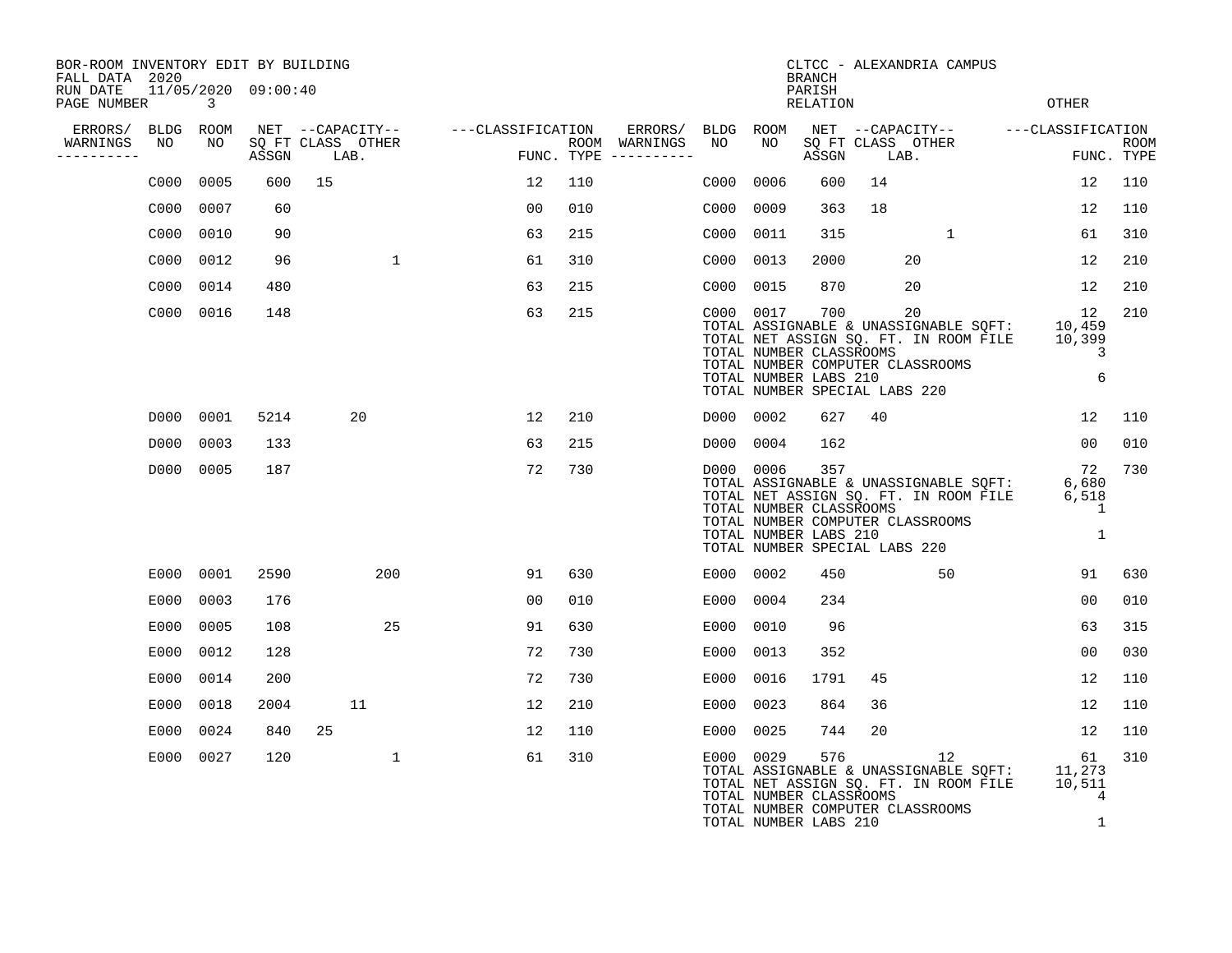BOR-ROOM INVENTORY EDIT BY BUILDING
FALL DATA 2020
RUN DATE 11/05/2020 09:00:40

CLTCC - ALEXANDRIA CAMPUS
BRANCH
PARISH
RELATION OTHER

| ERRORS/ WARNINGS | BLDG NO | ROOM NO | NET SQ FT ASSGN | CAPACITY CLASS | CAPACITY LAB. | CAPACITY OTHER | CLASSIFICATION FUNC. | ROOM TYPE | ERRORS/ WARNINGS | BLDG NO | ROOM NO | NET SQ FT ASSGN | CAPACITY CLASS | CAPACITY LAB. | CAPACITY OTHER | CLASSIFICATION FUNC. | ROOM TYPE |
|---|---|---|---|---|---|---|---|---|---|---|---|---|---|---|---|---|---|
| | C000 | 0005 | 600 | 15 | | | 12 | 110 | | C000 | 0006 | 600 | 14 | | | 12 | 110 |
| | C000 | 0007 | 60 | | | | 00 | 010 | | C000 | 0009 | 363 | 18 | | | 12 | 110 |
| | C000 | 0010 | 90 | | | | 63 | 215 | | C000 | 0011 | 315 | | | 1 | 61 | 310 |
| | C000 | 0012 | 96 | | | 1 | 61 | 310 | | C000 | 0013 | 2000 | | 20 | | 12 | 210 |
| | C000 | 0014 | 480 | | | | 63 | 215 | | C000 | 0015 | 870 | | 20 | | 12 | 210 |
| | C000 | 0016 | 148 | | | | 63 | 215 | | C000 | 0017 | 700 | | 20 | | 12 | 210 |

TOTAL ASSIGNABLE & UNASSIGNABLE SQFT: 10,459
TOTAL NET ASSIGN SQ. FT. IN ROOM FILE 10,399
TOTAL NUMBER CLASSROOMS 3
TOTAL NUMBER COMPUTER CLASSROOMS
TOTAL NUMBER LABS 210 6
TOTAL NUMBER SPECIAL LABS 220

| ERRORS/ WARNINGS | BLDG NO | ROOM NO | NET SQ FT ASSGN | CAPACITY CLASS | CAPACITY LAB. | CAPACITY OTHER | CLASSIFICATION FUNC. | ROOM TYPE | ERRORS/ WARNINGS | BLDG NO | ROOM NO | NET SQ FT ASSGN | CAPACITY CLASS | CAPACITY LAB. | CAPACITY OTHER | CLASSIFICATION FUNC. | ROOM TYPE |
|---|---|---|---|---|---|---|---|---|---|---|---|---|---|---|---|---|---|
| | D000 | 0001 | 5214 | | 20 | | 12 | 210 | | D000 | 0002 | 627 | 40 | | | 12 | 110 |
| | D000 | 0003 | 133 | | | | 63 | 215 | | D000 | 0004 | 162 | | | | 00 | 010 |
| | D000 | 0005 | 187 | | | | 72 | 730 | | D000 | 0006 | 357 | | | | 72 | 730 |

TOTAL ASSIGNABLE & UNASSIGNABLE SQFT: 6,680
TOTAL NET ASSIGN SQ. FT. IN ROOM FILE 6,518
TOTAL NUMBER CLASSROOMS 1
TOTAL NUMBER COMPUTER CLASSROOMS
TOTAL NUMBER LABS 210 1
TOTAL NUMBER SPECIAL LABS 220

| ERRORS/ WARNINGS | BLDG NO | ROOM NO | NET SQ FT ASSGN | CAPACITY CLASS | CAPACITY LAB. | CAPACITY OTHER | CLASSIFICATION FUNC. | ROOM TYPE | ERRORS/ WARNINGS | BLDG NO | ROOM NO | NET SQ FT ASSGN | CAPACITY CLASS | CAPACITY LAB. | CAPACITY OTHER | CLASSIFICATION FUNC. | ROOM TYPE |
|---|---|---|---|---|---|---|---|---|---|---|---|---|---|---|---|---|---|
| | E000 | 0001 | 2590 | | | 200 | 91 | 630 | | E000 | 0002 | 450 | | | 50 | 91 | 630 |
| | E000 | 0003 | 176 | | | | 00 | 010 | | E000 | 0004 | 234 | | | | 00 | 010 |
| | E000 | 0005 | 108 | | | 25 | 91 | 630 | | E000 | 0010 | 96 | | | | 63 | 315 |
| | E000 | 0012 | 128 | | | | 72 | 730 | | E000 | 0013 | 352 | | | | 00 | 030 |
| | E000 | 0014 | 200 | | | | 72 | 730 | | E000 | 0016 | 1791 | 45 | | | 12 | 110 |
| | E000 | 0018 | 2004 | | 11 | | 12 | 210 | | E000 | 0023 | 864 | 36 | | | 12 | 110 |
| | E000 | 0024 | 840 | 25 | | | 12 | 110 | | E000 | 0025 | 744 | 20 | | | 12 | 110 |
| | E000 | 0027 | 120 | | | 1 | 61 | 310 | | E000 | 0029 | 576 | | | 12 | 61 | 310 |

TOTAL ASSIGNABLE & UNASSIGNABLE SQFT: 11,273
TOTAL NET ASSIGN SQ. FT. IN ROOM FILE 10,511
TOTAL NUMBER CLASSROOMS 4
TOTAL NUMBER COMPUTER CLASSROOMS
TOTAL NUMBER LABS 210 1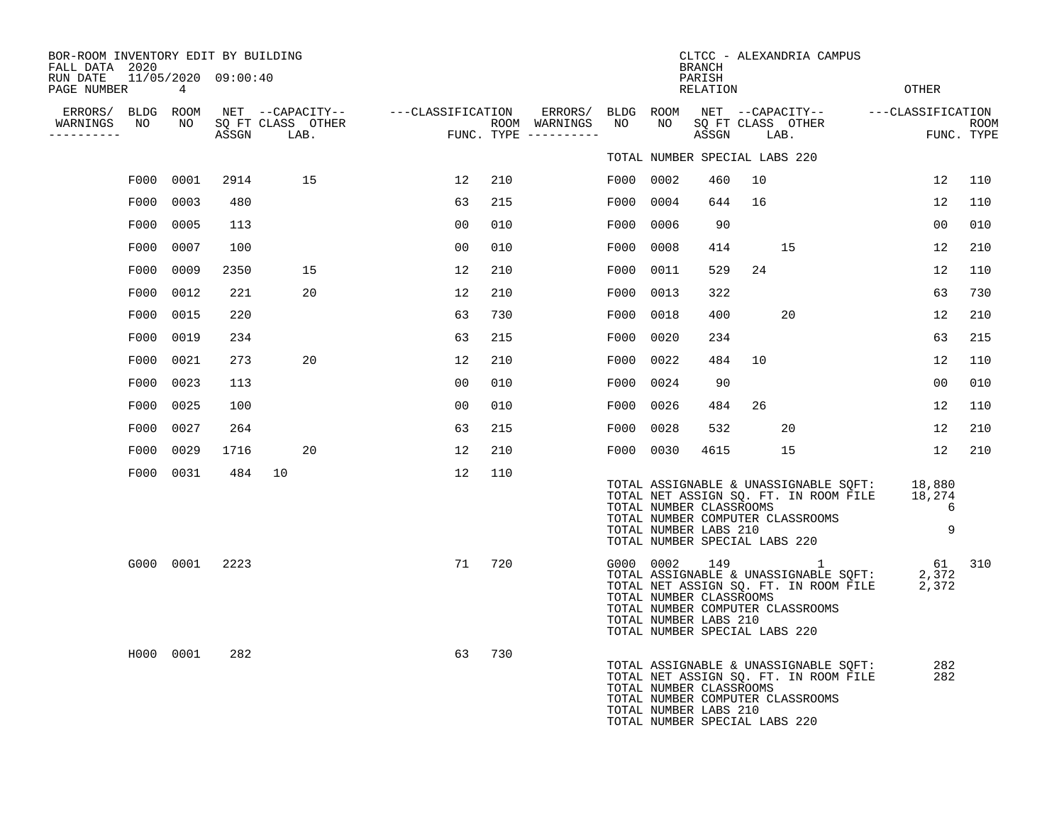BOR-ROOM INVENTORY EDIT BY BUILDING
FALL DATA 2020
RUN DATE 11/05/2020 09:00:40

CLTCC - ALEXANDRIA CAMPUS
BRANCH
PARISH
RELATION
OTHER

| ERRORS/ WARNINGS | BLDG NO | ROOM NO | NET SQ FT ASSGN | CAPACITY CLASS | CAPACITY OTHER LAB. | CLASSIFICATION FUNC. | ROOM TYPE | ERRORS/ WARNINGS | BLDG NO | ROOM NO | NET SQ FT ASSGN | CAPACITY CLASS | CAPACITY OTHER LAB. | CLASSIFICATION FUNC. | ROOM TYPE |
|---|---|---|---|---|---|---|---|---|---|---|---|---|---|---|---|
| | | | | | | | | | TOTAL NUMBER SPECIAL LABS 220 | | | | | | |
| | F000 | 0001 | 2914 | | 15 | 12 | 210 | | F000 | 0002 | 460 | 10 | | 12 | 110 |
| | F000 | 0003 | 480 | | | 63 | 215 | | F000 | 0004 | 644 | 16 | | 12 | 110 |
| | F000 | 0005 | 113 | | | 00 | 010 | | F000 | 0006 | 90 | | | 00 | 010 |
| | F000 | 0007 | 100 | | | 00 | 010 | | F000 | 0008 | 414 | | 15 | 12 | 210 |
| | F000 | 0009 | 2350 | | 15 | 12 | 210 | | F000 | 0011 | 529 | 24 | | 12 | 110 |
| | F000 | 0012 | 221 | | 20 | 12 | 210 | | F000 | 0013 | 322 | | | 63 | 730 |
| | F000 | 0015 | 220 | | | 63 | 730 | | F000 | 0018 | 400 | | 20 | 12 | 210 |
| | F000 | 0019 | 234 | | | 63 | 215 | | F000 | 0020 | 234 | | | 63 | 215 |
| | F000 | 0021 | 273 | | 20 | 12 | 210 | | F000 | 0022 | 484 | 10 | | 12 | 110 |
| | F000 | 0023 | 113 | | | 00 | 010 | | F000 | 0024 | 90 | | | 00 | 010 |
| | F000 | 0025 | 100 | | | 00 | 010 | | F000 | 0026 | 484 | 26 | | 12 | 110 |
| | F000 | 0027 | 264 | | | 63 | 215 | | F000 | 0028 | 532 | | 20 | 12 | 210 |
| | F000 | 0029 | 1716 | | 20 | 12 | 210 | | F000 | 0030 | 4615 | | 15 | 12 | 210 |
| | F000 | 0031 | 484 | 10 | | 12 | 110 | | | | | | | | |
| | G000 | 0001 | 2223 | | | 71 | 720 | | G000 | 0002 | 149 | | 1 | 61 | 310 |
| | H000 | 0001 | 282 | | | 63 | 730 | | | | | | | | |

Building F000 totals:

TOTAL ASSIGNABLE & UNASSIGNABLE SQFT: 18,880
TOTAL NET ASSIGN SQ. FT. IN ROOM FILE 18,274
TOTAL NUMBER CLASSROOMS 6
TOTAL NUMBER COMPUTER CLASSROOMS
TOTAL NUMBER LABS 210 9
TOTAL NUMBER SPECIAL LABS 220

Building G000 totals:

TOTAL ASSIGNABLE & UNASSIGNABLE SQFT: 2,372
TOTAL NET ASSIGN SQ. FT. IN ROOM FILE 2,372
TOTAL NUMBER CLASSROOMS
TOTAL NUMBER COMPUTER CLASSROOMS
TOTAL NUMBER LABS 210
TOTAL NUMBER SPECIAL LABS 220

Building H000 totals:

TOTAL ASSIGNABLE & UNASSIGNABLE SQFT: 282
TOTAL NET ASSIGN SQ. FT. IN ROOM FILE 282
TOTAL NUMBER CLASSROOMS
TOTAL NUMBER COMPUTER CLASSROOMS
TOTAL NUMBER LABS 210
TOTAL NUMBER SPECIAL LABS 220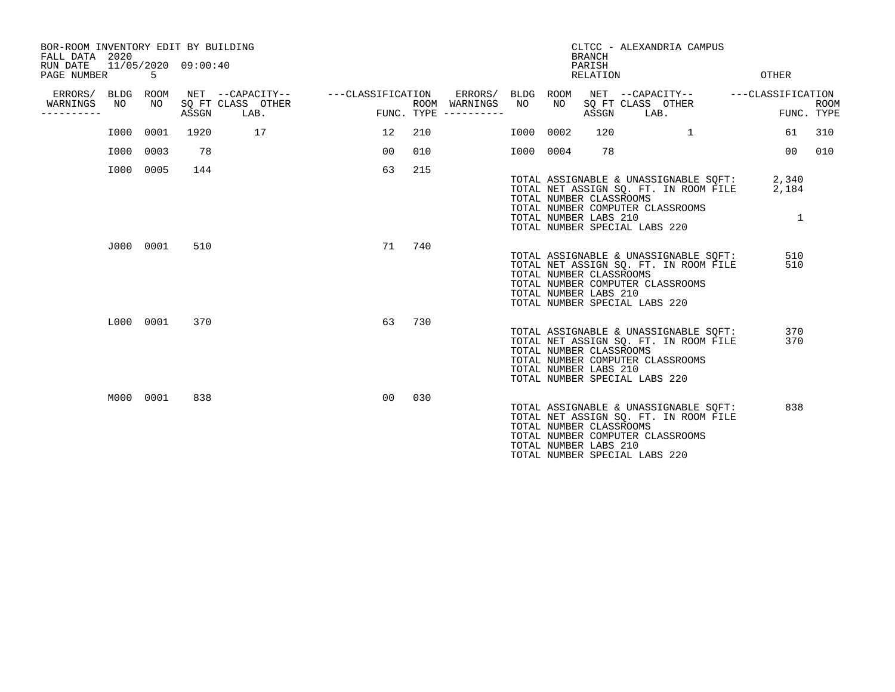BOR-ROOM INVENTORY EDIT BY BUILDING
FALL DATA 2020
RUN DATE 11/05/2020 09:00:40
PAGE NUMBER 5

CLTCC - ALEXANDRIA CAMPUS
BRANCH
PARISH
RELATION
OTHER

| ERRORS/ WARNINGS | BLDG NO | ROOM NO | NET SQ FT ASSGN | CAPACITY CLASS | CAPACITY OTHER LAB. | CLASSIFICATION FUNC. | ROOM TYPE | ERRORS/ WARNINGS | BLDG NO | ROOM NO | NET SQ FT ASSGN | CAPACITY CLASS | CAPACITY OTHER LAB. | CLASSIFICATION FUNC. | ROOM TYPE |
|---|---|---|---|---|---|---|---|---|---|---|---|---|---|---|---|
| | I000 | 0001 | 1920 | 17 | | 12 | 210 | | I000 | 0002 | 120 | | 1 | 61 | 310 |
| | I000 | 0003 | 78 | | | 00 | 010 | | I000 | 0004 | 78 | | | 00 | 010 |
| | I000 | 0005 | 144 | | | 63 | 215 | | | | | | | | |

TOTAL ASSIGNABLE & UNASSIGNABLE SQFT: 2,340
TOTAL NET ASSIGN SQ. FT. IN ROOM FILE 2,184
TOTAL NUMBER CLASSROOMS
TOTAL NUMBER COMPUTER CLASSROOMS
TOTAL NUMBER LABS 210 1
TOTAL NUMBER SPECIAL LABS 220

| ERRORS/ WARNINGS | BLDG NO | ROOM NO | NET SQ FT ASSGN | CAPACITY CLASS | CAPACITY OTHER LAB. | CLASSIFICATION FUNC. | ROOM TYPE |
|---|---|---|---|---|---|---|---|
| | J000 | 0001 | 510 | | | 71 | 740 |

TOTAL ASSIGNABLE & UNASSIGNABLE SQFT: 510
TOTAL NET ASSIGN SQ. FT. IN ROOM FILE 510
TOTAL NUMBER CLASSROOMS
TOTAL NUMBER COMPUTER CLASSROOMS
TOTAL NUMBER LABS 210
TOTAL NUMBER SPECIAL LABS 220

| ERRORS/ WARNINGS | BLDG NO | ROOM NO | NET SQ FT ASSGN | CAPACITY CLASS | CAPACITY OTHER LAB. | CLASSIFICATION FUNC. | ROOM TYPE |
|---|---|---|---|---|---|---|---|
| | L000 | 0001 | 370 | | | 63 | 730 |

TOTAL ASSIGNABLE & UNASSIGNABLE SQFT: 370
TOTAL NET ASSIGN SQ. FT. IN ROOM FILE 370
TOTAL NUMBER CLASSROOMS
TOTAL NUMBER COMPUTER CLASSROOMS
TOTAL NUMBER LABS 210
TOTAL NUMBER SPECIAL LABS 220

| ERRORS/ WARNINGS | BLDG NO | ROOM NO | NET SQ FT ASSGN | CAPACITY CLASS | CAPACITY OTHER LAB. | CLASSIFICATION FUNC. | ROOM TYPE |
|---|---|---|---|---|---|---|---|
| | M000 | 0001 | 838 | | | 00 | 030 |

TOTAL ASSIGNABLE & UNASSIGNABLE SQFT: 838
TOTAL NET ASSIGN SQ. FT. IN ROOM FILE
TOTAL NUMBER CLASSROOMS
TOTAL NUMBER COMPUTER CLASSROOMS
TOTAL NUMBER LABS 210
TOTAL NUMBER SPECIAL LABS 220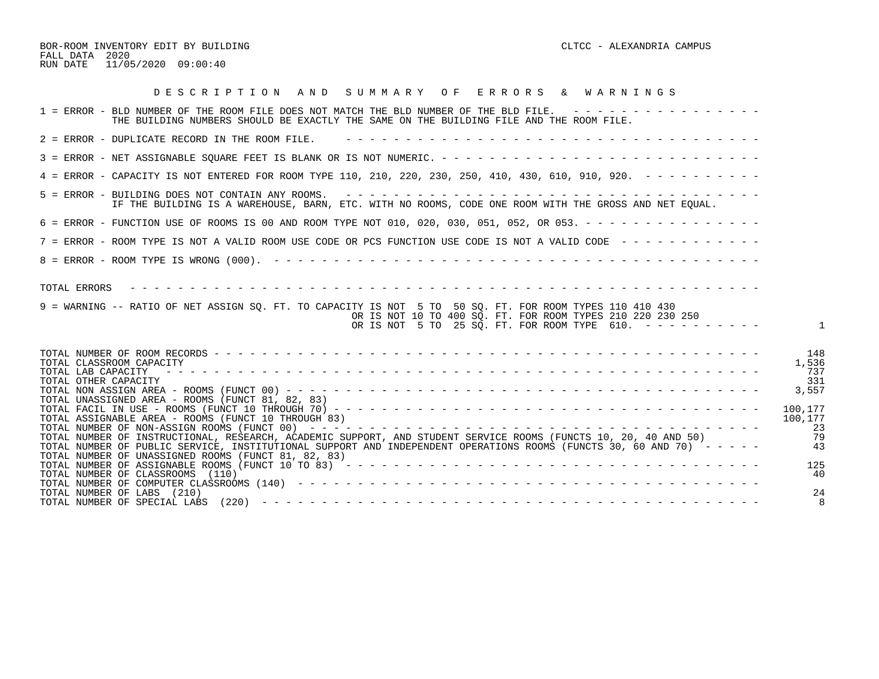BOR-ROOM INVENTORY EDIT BY BUILDING
FALL DATA 2020
RUN DATE 11/05/2020 09:00:40

CLTCC - ALEXANDRIA CAMPUS

## D E S C R I P T I O N   A N D   S U M M A R Y   O F   E R R O R S   &   W A R N I N G S

| | |
|---|---|
| 1 = ERROR - BLD NUMBER OF THE ROOM FILE DOES NOT MATCH THE BLD NUMBER OF THE BLD FILE. THE BUILDING NUMBERS SHOULD BE EXACTLY THE SAME ON THE BUILDING FILE AND THE ROOM FILE. | |
| 2 = ERROR - DUPLICATE RECORD IN THE ROOM FILE. | |
| 3 = ERROR - NET ASSIGNABLE SQUARE FEET IS BLANK OR IS NOT NUMERIC. | |
| 4 = ERROR - CAPACITY IS NOT ENTERED FOR ROOM TYPE 110, 210, 220, 230, 250, 410, 430, 610, 910, 920. | |
| 5 = ERROR - BUILDING DOES NOT CONTAIN ANY ROOMS. IF THE BUILDING IS A WAREHOUSE, BARN, ETC. WITH NO ROOMS, CODE ONE ROOM WITH THE GROSS AND NET EQUAL. | |
| 6 = ERROR - FUNCTION USE OF ROOMS IS 00 AND ROOM TYPE NOT 010, 020, 030, 051, 052, OR 053. | |
| 7 = ERROR - ROOM TYPE IS NOT A VALID ROOM USE CODE OR PCS FUNCTION USE CODE IS NOT A VALID CODE | |
| 8 = ERROR - ROOM TYPE IS WRONG (000). | |
| TOTAL ERRORS | |
| 9 = WARNING -- RATIO OF NET ASSIGN SQ. FT. TO CAPACITY IS NOT 5 TO 50 SQ. FT. FOR ROOM TYPES 110 410 430 OR IS NOT 10 TO 400 SQ. FT. FOR ROOM TYPES 210 220 230 250 OR IS NOT 5 TO 25 SQ. FT. FOR ROOM TYPE 610. | 1 |

| | |
|---|---|
| TOTAL NUMBER OF ROOM RECORDS | 148 |
| TOTAL CLASSROOM CAPACITY | 1,536 |
| TOTAL LAB CAPACITY | 737 |
| TOTAL OTHER CAPACITY | 331 |
| TOTAL NON ASSIGN AREA - ROOMS (FUNCT 00) | 3,557 |
| TOTAL UNASSIGNED AREA - ROOMS (FUNCT 81, 82, 83) | |
| TOTAL FACIL IN USE - ROOMS (FUNCT 10 THROUGH 70) | 100,177 |
| TOTAL ASSIGNABLE AREA - ROOMS (FUNCT 10 THROUGH 83) | 100,177 |
| TOTAL NUMBER OF NON-ASSIGN ROOMS (FUNCT 00) | 23 |
| TOTAL NUMBER OF INSTRUCTIONAL, RESEARCH, ACADEMIC SUPPORT, AND STUDENT SERVICE ROOMS (FUNCTS 10, 20, 40 AND 50) | 79 |
| TOTAL NUMBER OF PUBLIC SERVICE, INSTITUTIONAL SUPPORT AND INDEPENDENT OPERATIONS ROOMS (FUNCTS 30, 60 AND 70) | 43 |
| TOTAL NUMBER OF UNASSIGNED ROOMS (FUNCT 81, 82, 83) | |
| TOTAL NUMBER OF ASSIGNABLE ROOMS (FUNCT 10 TO 83) | 125 |
| TOTAL NUMBER OF CLASSROOMS (110) | 40 |
| TOTAL NUMBER OF COMPUTER CLASSROOMS (140) | |
| TOTAL NUMBER OF LABS (210) | 24 |
| TOTAL NUMBER OF SPECIAL LABS (220) | 8 |